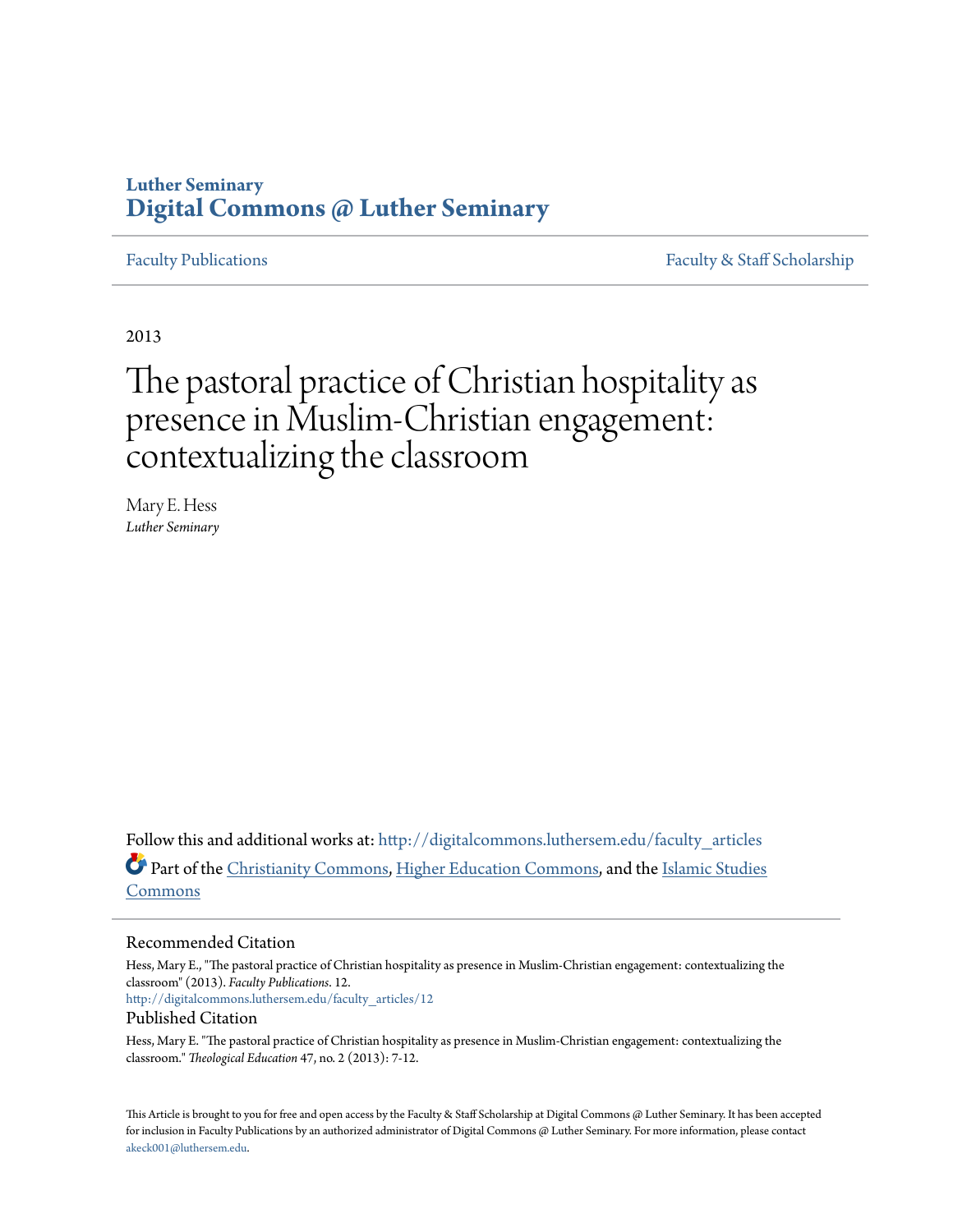Luther Seminary

**Digital Commons @ Luther Seminary**

Faculty Publications | Faculty & Staff Scholarship

2013

# The pastoral practice of Christian hospitality as presence in Muslim-Christian engagement: contextualizing the classroom

Mary E. Hess
*Luther Seminary*

Follow this and additional works at: http://digitalcommons.luthersem.edu/faculty_articles

Part of the Christianity Commons, Higher Education Commons, and the Islamic Studies Commons

## Recommended Citation

Hess, Mary E., "The pastoral practice of Christian hospitality as presence in Muslim-Christian engagement: contextualizing the classroom" (2013). *Faculty Publications*. 12.
http://digitalcommons.luthersem.edu/faculty_articles/12

## Published Citation

Hess, Mary E. "The pastoral practice of Christian hospitality as presence in Muslim-Christian engagement: contextualizing the classroom." *Theological Education* 47, no. 2 (2013): 7-12.

This Article is brought to you for free and open access by the Faculty & Staff Scholarship at Digital Commons @ Luther Seminary. It has been accepted for inclusion in Faculty Publications by an authorized administrator of Digital Commons @ Luther Seminary. For more information, please contact akeck001@luthersem.edu.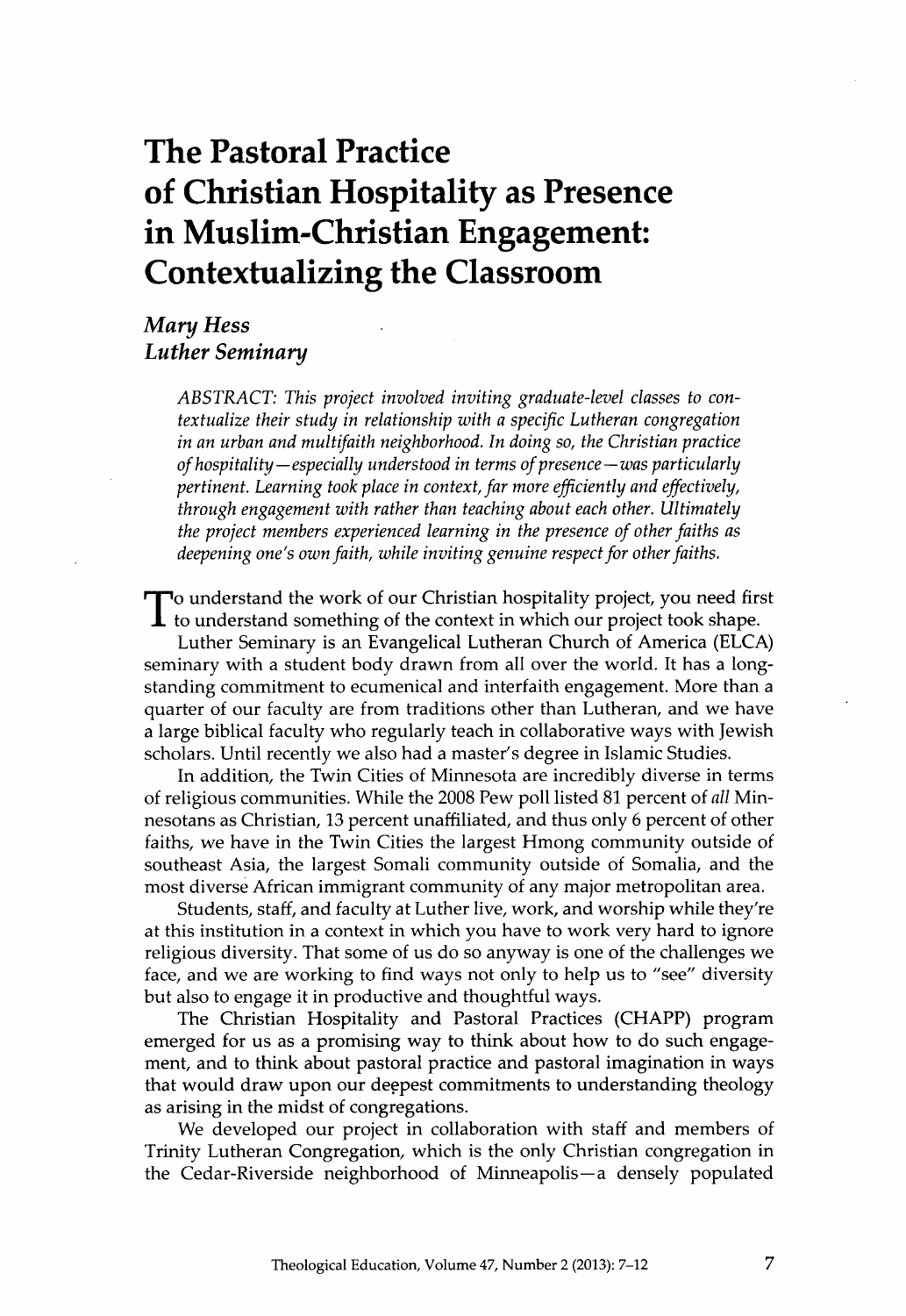# The Pastoral Practice of Christian Hospitality as Presence in Muslim-Christian Engagement: Contextualizing the Classroom

*Mary Hess*
*Luther Seminary*

> *ABSTRACT: This project involved inviting graduate-level classes to contextualize their study in relationship with a specific Lutheran congregation in an urban and multifaith neighborhood. In doing so, the Christian practice of hospitality—especially understood in terms of presence—was particularly pertinent. Learning took place in context, far more efficiently and effectively, through engagement with rather than teaching about each other. Ultimately the project members experienced learning in the presence of other faiths as deepening one's own faith, while inviting genuine respect for other faiths.*

To understand the work of our Christian hospitality project, you need first to understand something of the context in which our project took shape.

Luther Seminary is an Evangelical Lutheran Church of America (ELCA) seminary with a student body drawn from all over the world. It has a longstanding commitment to ecumenical and interfaith engagement. More than a quarter of our faculty are from traditions other than Lutheran, and we have a large biblical faculty who regularly teach in collaborative ways with Jewish scholars. Until recently we also had a master's degree in Islamic Studies.

In addition, the Twin Cities of Minnesota are incredibly diverse in terms of religious communities. While the 2008 Pew poll listed 81 percent of *all* Minnesotans as Christian, 13 percent unaffiliated, and thus only 6 percent of other faiths, we have in the Twin Cities the largest Hmong community outside of southeast Asia, the largest Somali community outside of Somalia, and the most diverse African immigrant community of any major metropolitan area.

Students, staff, and faculty at Luther live, work, and worship while they're at this institution in a context in which you have to work very hard to ignore religious diversity. That some of us do so anyway is one of the challenges we face, and we are working to find ways not only to help us to "see" diversity but also to engage it in productive and thoughtful ways.

The Christian Hospitality and Pastoral Practices (CHAPP) program emerged for us as a promising way to think about how to do such engagement, and to think about pastoral practice and pastoral imagination in ways that would draw upon our deepest commitments to understanding theology as arising in the midst of congregations.

We developed our project in collaboration with staff and members of Trinity Lutheran Congregation, which is the only Christian congregation in the Cedar-Riverside neighborhood of Minneapolis—a densely populated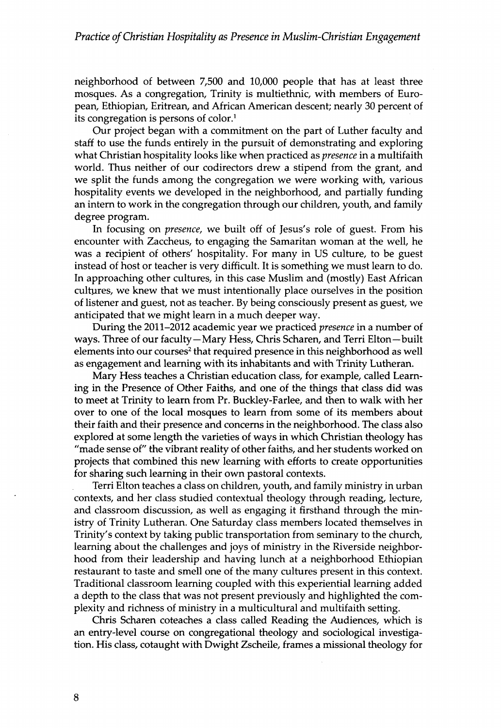neighborhood of between 7,500 and 10,000 people that has at least three mosques. As a congregation, Trinity is multiethnic, with members of European, Ethiopian, Eritrean, and African American descent; nearly 30 percent of its congregation is persons of color.[1]

Our project began with a commitment on the part of Luther faculty and staff to use the funds entirely in the pursuit of demonstrating and exploring what Christian hospitality looks like when practiced as *presence* in a multifaith world. Thus neither of our codirectors drew a stipend from the grant, and we split the funds among the congregation we were working with, various hospitality events we developed in the neighborhood, and partially funding an intern to work in the congregation through our children, youth, and family degree program.

In focusing on *presence*, we built off of Jesus's role of guest. From his encounter with Zaccheus, to engaging the Samaritan woman at the well, he was a recipient of others' hospitality. For many in US culture, to be guest instead of host or teacher is very difficult. It is something we must learn to do. In approaching other cultures, in this case Muslim and (mostly) East African cultures, we knew that we must intentionally place ourselves in the position of listener and guest, not as teacher. By being consciously present as guest, we anticipated that we might learn in a much deeper way.

During the 2011–2012 academic year we practiced *presence* in a number of ways. Three of our faculty—Mary Hess, Chris Scharen, and Terri Elton—built elements into our courses[2] that required presence in this neighborhood as well as engagement and learning with its inhabitants and with Trinity Lutheran.

Mary Hess teaches a Christian education class, for example, called Learning in the Presence of Other Faiths, and one of the things that class did was to meet at Trinity to learn from Pr. Buckley-Farlee, and then to walk with her over to one of the local mosques to learn from some of its members about their faith and their presence and concerns in the neighborhood. The class also explored at some length the varieties of ways in which Christian theology has "made sense of" the vibrant reality of other faiths, and her students worked on projects that combined this new learning with efforts to create opportunities for sharing such learning in their own pastoral contexts.

Terri Elton teaches a class on children, youth, and family ministry in urban contexts, and her class studied contextual theology through reading, lecture, and classroom discussion, as well as engaging it firsthand through the ministry of Trinity Lutheran. One Saturday class members located themselves in Trinity's context by taking public transportation from seminary to the church, learning about the challenges and joys of ministry in the Riverside neighborhood from their leadership and having lunch at a neighborhood Ethiopian restaurant to taste and smell one of the many cultures present in this context. Traditional classroom learning coupled with this experiential learning added a depth to the class that was not present previously and highlighted the complexity and richness of ministry in a multicultural and multifaith setting.

Chris Scharen coteaches a class called Reading the Audiences, which is an entry-level course on congregational theology and sociological investigation. His class, cotaught with Dwight Zscheile, frames a missional theology for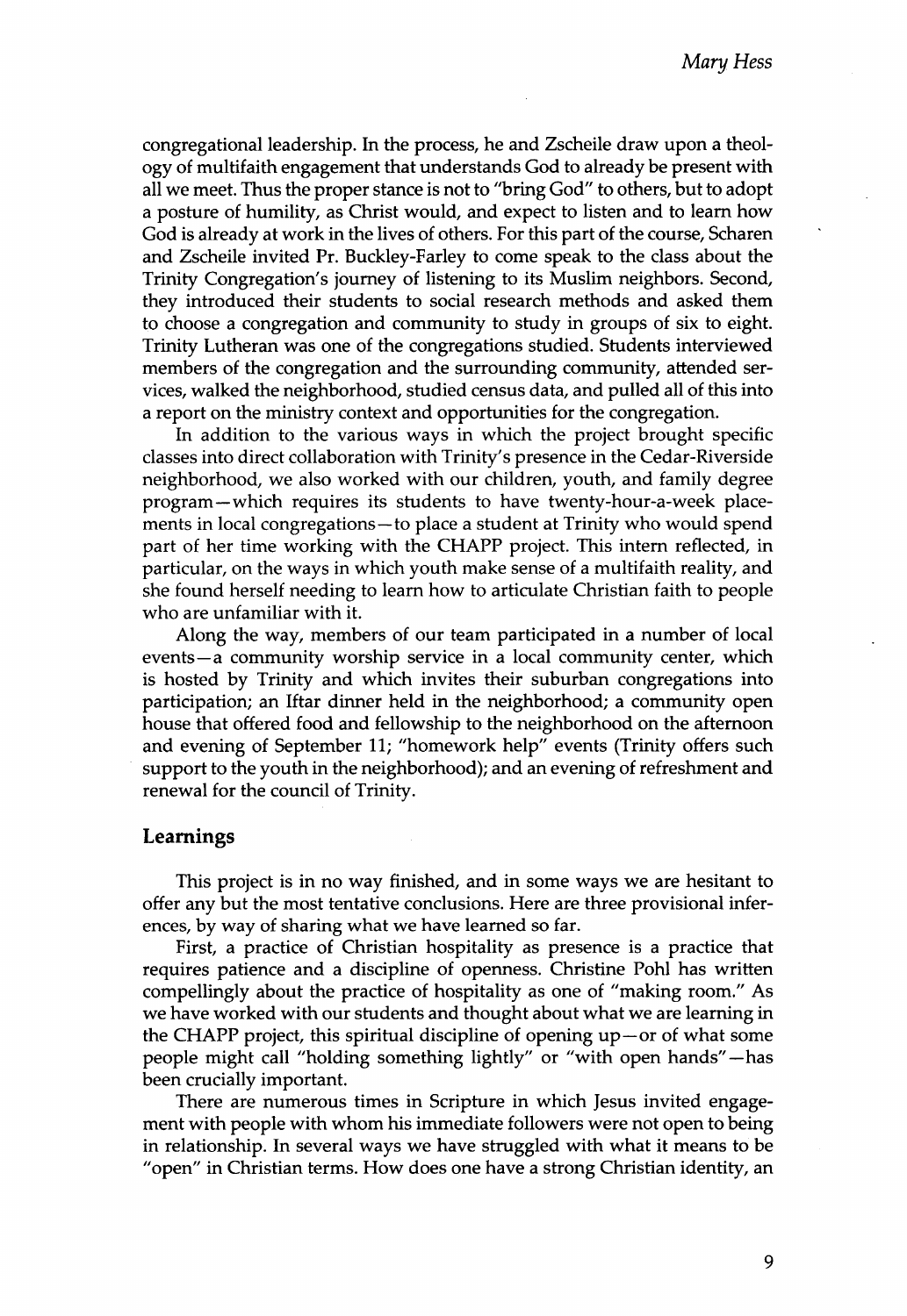congregational leadership. In the process, he and Zscheile draw upon a theology of multifaith engagement that understands God to already be present with all we meet. Thus the proper stance is not to "bring God" to others, but to adopt a posture of humility, as Christ would, and expect to listen and to learn how God is already at work in the lives of others. For this part of the course, Scharen and Zscheile invited Pr. Buckley-Farley to come speak to the class about the Trinity Congregation's journey of listening to its Muslim neighbors. Second, they introduced their students to social research methods and asked them to choose a congregation and community to study in groups of six to eight. Trinity Lutheran was one of the congregations studied. Students interviewed members of the congregation and the surrounding community, attended services, walked the neighborhood, studied census data, and pulled all of this into a report on the ministry context and opportunities for the congregation.

In addition to the various ways in which the project brought specific classes into direct collaboration with Trinity's presence in the Cedar-Riverside neighborhood, we also worked with our children, youth, and family degree program—which requires its students to have twenty-hour-a-week placements in local congregations—to place a student at Trinity who would spend part of her time working with the CHAPP project. This intern reflected, in particular, on the ways in which youth make sense of a multifaith reality, and she found herself needing to learn how to articulate Christian faith to people who are unfamiliar with it.

Along the way, members of our team participated in a number of local events—a community worship service in a local community center, which is hosted by Trinity and which invites their suburban congregations into participation; an Iftar dinner held in the neighborhood; a community open house that offered food and fellowship to the neighborhood on the afternoon and evening of September 11; "homework help" events (Trinity offers such support to the youth in the neighborhood); and an evening of refreshment and renewal for the council of Trinity.

## Learnings

This project is in no way finished, and in some ways we are hesitant to offer any but the most tentative conclusions. Here are three provisional inferences, by way of sharing what we have learned so far.

First, a practice of Christian hospitality as presence is a practice that requires patience and a discipline of openness. Christine Pohl has written compellingly about the practice of hospitality as one of "making room." As we have worked with our students and thought about what we are learning in the CHAPP project, this spiritual discipline of opening up—or of what some people might call "holding something lightly" or "with open hands"—has been crucially important.

There are numerous times in Scripture in which Jesus invited engagement with people with whom his immediate followers were not open to being in relationship. In several ways we have struggled with what it means to be "open" in Christian terms. How does one have a strong Christian identity, an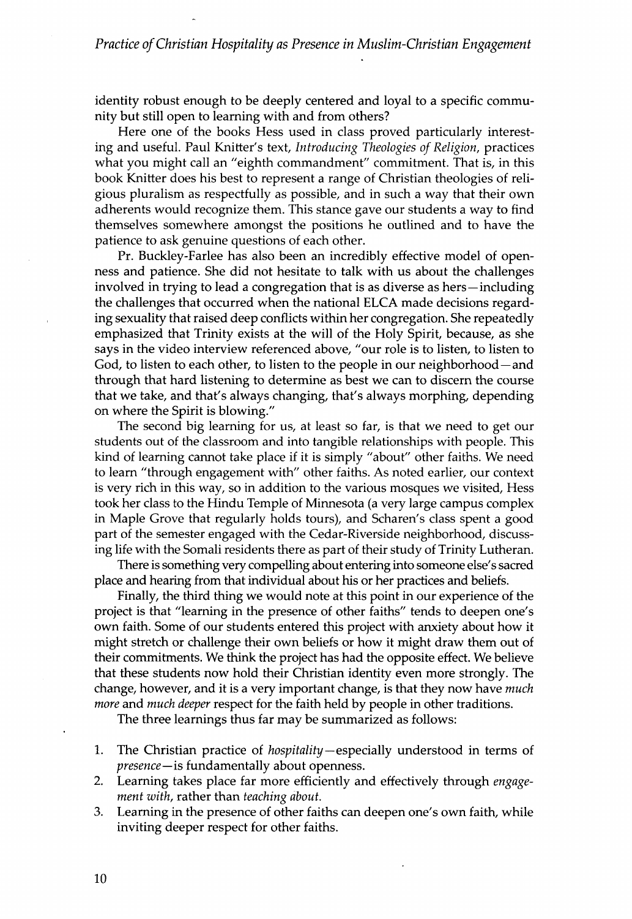identity robust enough to be deeply centered and loyal to a specific community but still open to learning with and from others?

Here one of the books Hess used in class proved particularly interesting and useful. Paul Knitter's text, *Introducing Theologies of Religion*, practices what you might call an "eighth commandment" commitment. That is, in this book Knitter does his best to represent a range of Christian theologies of religious pluralism as respectfully as possible, and in such a way that their own adherents would recognize them. This stance gave our students a way to find themselves somewhere amongst the positions he outlined and to have the patience to ask genuine questions of each other.

Pr. Buckley-Farlee has also been an incredibly effective model of openness and patience. She did not hesitate to talk with us about the challenges involved in trying to lead a congregation that is as diverse as hers—including the challenges that occurred when the national ELCA made decisions regarding sexuality that raised deep conflicts within her congregation. She repeatedly emphasized that Trinity exists at the will of the Holy Spirit, because, as she says in the video interview referenced above, "our role is to listen, to listen to God, to listen to each other, to listen to the people in our neighborhood—and through that hard listening to determine as best we can to discern the course that we take, and that's always changing, that's always morphing, depending on where the Spirit is blowing."

The second big learning for us, at least so far, is that we need to get our students out of the classroom and into tangible relationships with people. This kind of learning cannot take place if it is simply "about" other faiths. We need to learn "through engagement with" other faiths. As noted earlier, our context is very rich in this way, so in addition to the various mosques we visited, Hess took her class to the Hindu Temple of Minnesota (a very large campus complex in Maple Grove that regularly holds tours), and Scharen's class spent a good part of the semester engaged with the Cedar-Riverside neighborhood, discussing life with the Somali residents there as part of their study of Trinity Lutheran.

There is something very compelling about entering into someone else's sacred place and hearing from that individual about his or her practices and beliefs.

Finally, the third thing we would note at this point in our experience of the project is that "learning in the presence of other faiths" tends to deepen one's own faith. Some of our students entered this project with anxiety about how it might stretch or challenge their own beliefs or how it might draw them out of their commitments. We think the project has had the opposite effect. We believe that these students now hold their Christian identity even more strongly. The change, however, and it is a very important change, is that they now have *much more* and *much deeper* respect for the faith held by people in other traditions.

The three learnings thus far may be summarized as follows:

1. The Christian practice of *hospitality*—especially understood in terms of *presence*—is fundamentally about openness.
2. Learning takes place far more efficiently and effectively through *engagement with*, rather than *teaching about*.
3. Learning in the presence of other faiths can deepen one's own faith, while inviting deeper respect for other faiths.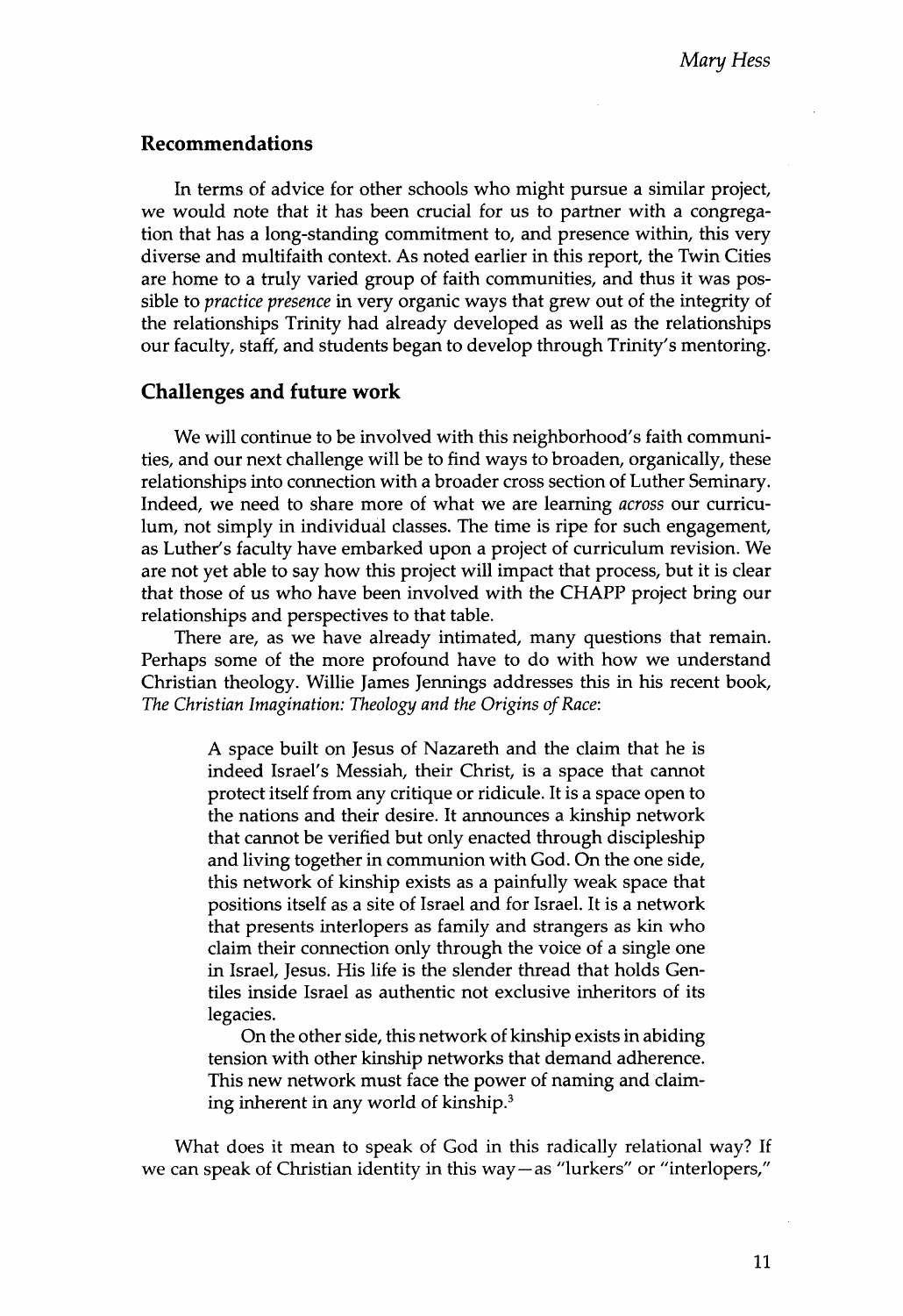## Recommendations

In terms of advice for other schools who might pursue a similar project, we would note that it has been crucial for us to partner with a congregation that has a long-standing commitment to, and presence within, this very diverse and multifaith context. As noted earlier in this report, the Twin Cities are home to a truly varied group of faith communities, and thus it was possible to *practice presence* in very organic ways that grew out of the integrity of the relationships Trinity had already developed as well as the relationships our faculty, staff, and students began to develop through Trinity's mentoring.

## Challenges and future work

We will continue to be involved with this neighborhood's faith communities, and our next challenge will be to find ways to broaden, organically, these relationships into connection with a broader cross section of Luther Seminary. Indeed, we need to share more of what we are learning *across* our curriculum, not simply in individual classes. The time is ripe for such engagement, as Luther's faculty have embarked upon a project of curriculum revision. We are not yet able to say how this project will impact that process, but it is clear that those of us who have been involved with the CHAPP project bring our relationships and perspectives to that table.

There are, as we have already intimated, many questions that remain. Perhaps some of the more profound have to do with how we understand Christian theology. Willie James Jennings addresses this in his recent book, *The Christian Imagination: Theology and the Origins of Race*:

> A space built on Jesus of Nazareth and the claim that he is indeed Israel's Messiah, their Christ, is a space that cannot protect itself from any critique or ridicule. It is a space open to the nations and their desire. It announces a kinship network that cannot be verified but only enacted through discipleship and living together in communion with God. On the one side, this network of kinship exists as a painfully weak space that positions itself as a site of Israel and for Israel. It is a network that presents interlopers as family and strangers as kin who claim their connection only through the voice of a single one in Israel, Jesus. His life is the slender thread that holds Gentiles inside Israel as authentic not exclusive inheritors of its legacies.
>
> On the other side, this network of kinship exists in abiding tension with other kinship networks that demand adherence. This new network must face the power of naming and claiming inherent in any world of kinship.[3]

What does it mean to speak of God in this radically relational way? If we can speak of Christian identity in this way—as "lurkers" or "interlopers,"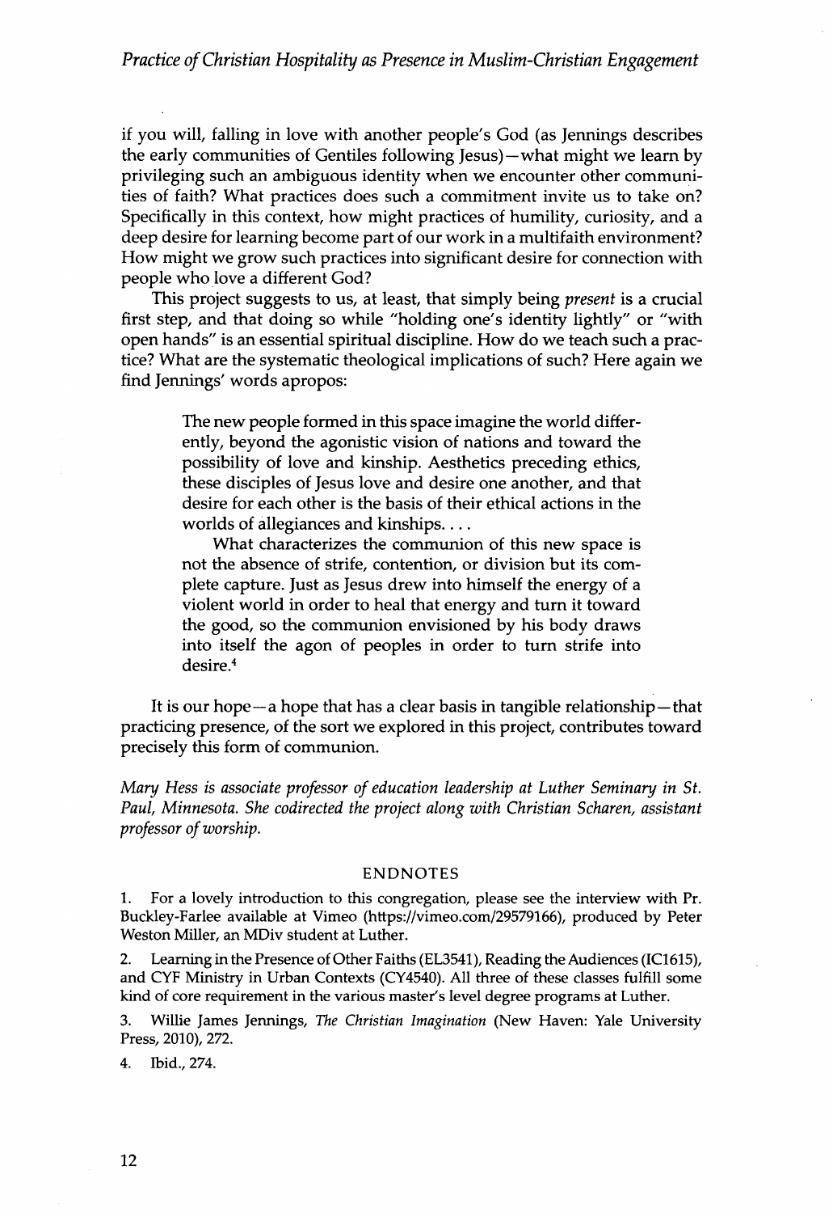if you will, falling in love with another people's God (as Jennings describes the early communities of Gentiles following Jesus)—what might we learn by privileging such an ambiguous identity when we encounter other communities of faith? What practices does such a commitment invite us to take on? Specifically in this context, how might practices of humility, curiosity, and a deep desire for learning become part of our work in a multifaith environment? How might we grow such practices into significant desire for connection with people who love a different God?

This project suggests to us, at least, that simply being *present* is a crucial first step, and that doing so while "holding one's identity lightly" or "with open hands" is an essential spiritual discipline. How do we teach such a practice? What are the systematic theological implications of such? Here again we find Jennings' words apropos:

> The new people formed in this space imagine the world differently, beyond the agonistic vision of nations and toward the possibility of love and kinship. Aesthetics preceding ethics, these disciples of Jesus love and desire one another, and that desire for each other is the basis of their ethical actions in the worlds of allegiances and kinships. . . .
>
> What characterizes the communion of this new space is not the absence of strife, contention, or division but its complete capture. Just as Jesus drew into himself the energy of a violent world in order to heal that energy and turn it toward the good, so the communion envisioned by his body draws into itself the agon of peoples in order to turn strife into desire.[4]

It is our hope—a hope that has a clear basis in tangible relationship—that practicing presence, of the sort we explored in this project, contributes toward precisely this form of communion.

*Mary Hess is associate professor of education leadership at Luther Seminary in St. Paul, Minnesota. She codirected the project along with Christian Scharen, assistant professor of worship.*

## ENDNOTES

1. For a lovely introduction to this congregation, please see the interview with Pr. Buckley-Farlee available at Vimeo (https://vimeo.com/29579166), produced by Peter Weston Miller, an MDiv student at Luther.

2. Learning in the Presence of Other Faiths (EL3541), Reading the Audiences (IC1615), and CYF Ministry in Urban Contexts (CY4540). All three of these classes fulfill some kind of core requirement in the various master's level degree programs at Luther.

3. Willie James Jennings, *The Christian Imagination* (New Haven: Yale University Press, 2010), 272.

4. Ibid., 274.